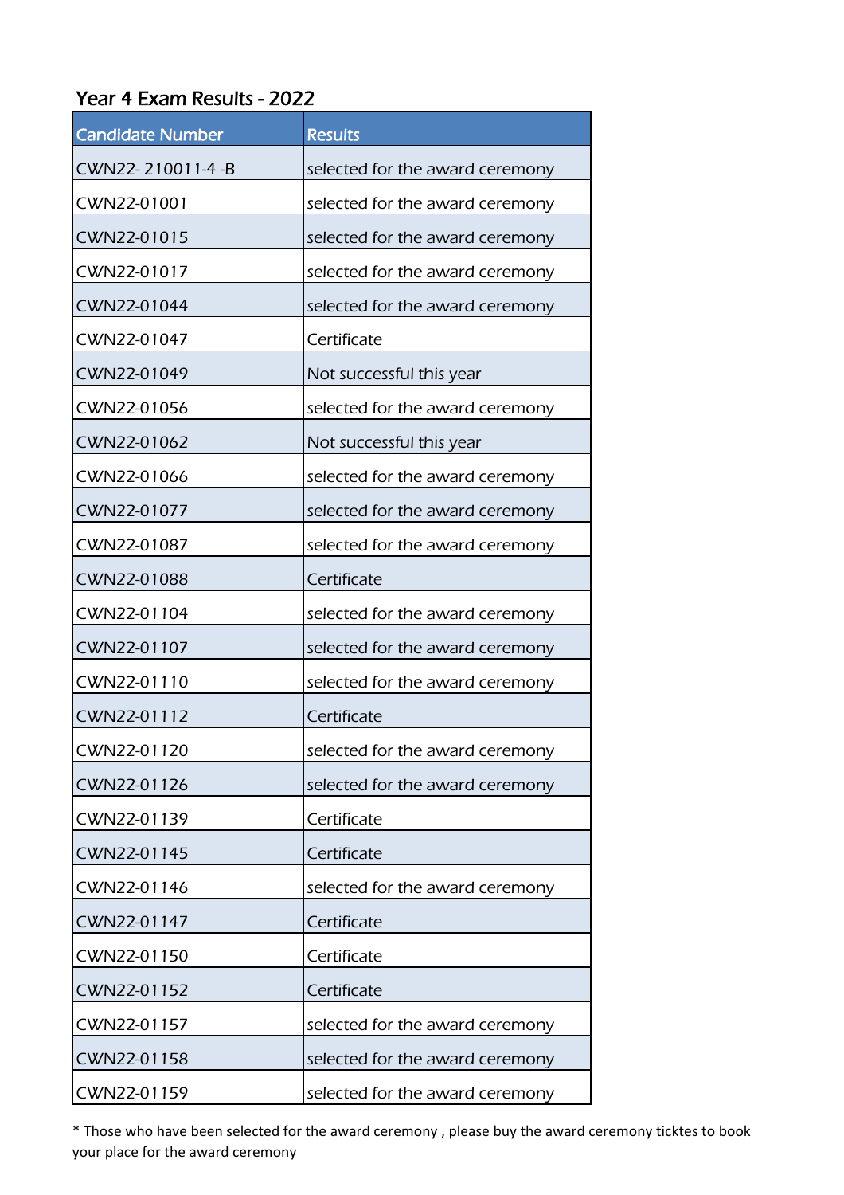## Year 4 Exam Results - 2022

| Candidate Number | Results |
|---|---|
| CWN22- 210011-4 -B | selected for the award ceremony |
| CWN22-01001 | selected for the award ceremony |
| CWN22-01015 | selected for the award ceremony |
| CWN22-01017 | selected for the award ceremony |
| CWN22-01044 | selected for the award ceremony |
| CWN22-01047 | Certificate |
| CWN22-01049 | Not successful this year |
| CWN22-01056 | selected for the award ceremony |
| CWN22-01062 | Not successful this year |
| CWN22-01066 | selected for the award ceremony |
| CWN22-01077 | selected for the award ceremony |
| CWN22-01087 | selected for the award ceremony |
| CWN22-01088 | Certificate |
| CWN22-01104 | selected for the award ceremony |
| CWN22-01107 | selected for the award ceremony |
| CWN22-01110 | selected for the award ceremony |
| CWN22-01112 | Certificate |
| CWN22-01120 | selected for the award ceremony |
| CWN22-01126 | selected for the award ceremony |
| CWN22-01139 | Certificate |
| CWN22-01145 | Certificate |
| CWN22-01146 | selected for the award ceremony |
| CWN22-01147 | Certificate |
| CWN22-01150 | Certificate |
| CWN22-01152 | Certificate |
| CWN22-01157 | selected for the award ceremony |
| CWN22-01158 | selected for the award ceremony |
| CWN22-01159 | selected for the award ceremony |

* Those who have been selected for the award ceremony , please buy the award ceremony ticktes to book your place for the award ceremony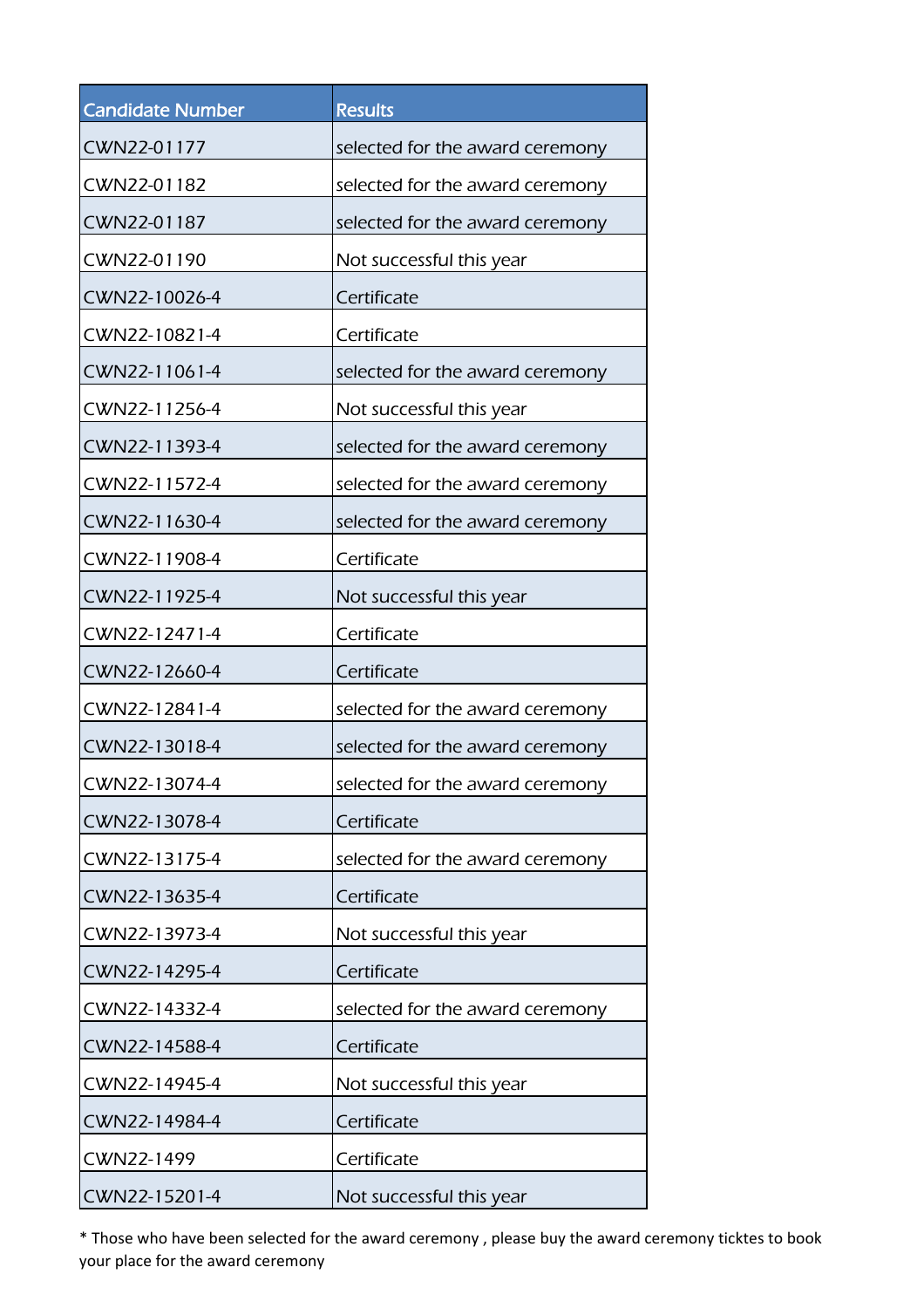| Candidate Number | Results |
|---|---|
| CWN22-01177 | selected for the award ceremony |
| CWN22-01182 | selected for the award ceremony |
| CWN22-01187 | selected for the award ceremony |
| CWN22-01190 | Not successful this year |
| CWN22-10026-4 | Certificate |
| CWN22-10821-4 | Certificate |
| CWN22-11061-4 | selected for the award ceremony |
| CWN22-11256-4 | Not successful this year |
| CWN22-11393-4 | selected for the award ceremony |
| CWN22-11572-4 | selected for the award ceremony |
| CWN22-11630-4 | selected for the award ceremony |
| CWN22-11908-4 | Certificate |
| CWN22-11925-4 | Not successful this year |
| CWN22-12471-4 | Certificate |
| CWN22-12660-4 | Certificate |
| CWN22-12841-4 | selected for the award ceremony |
| CWN22-13018-4 | selected for the award ceremony |
| CWN22-13074-4 | selected for the award ceremony |
| CWN22-13078-4 | Certificate |
| CWN22-13175-4 | selected for the award ceremony |
| CWN22-13635-4 | Certificate |
| CWN22-13973-4 | Not successful this year |
| CWN22-14295-4 | Certificate |
| CWN22-14332-4 | selected for the award ceremony |
| CWN22-14588-4 | Certificate |
| CWN22-14945-4 | Not successful this year |
| CWN22-14984-4 | Certificate |
| CWN22-1499 | Certificate |
| CWN22-15201-4 | Not successful this year |

* Those who have been selected for the award ceremony , please buy the award ceremony ticktes to book your place for the award ceremony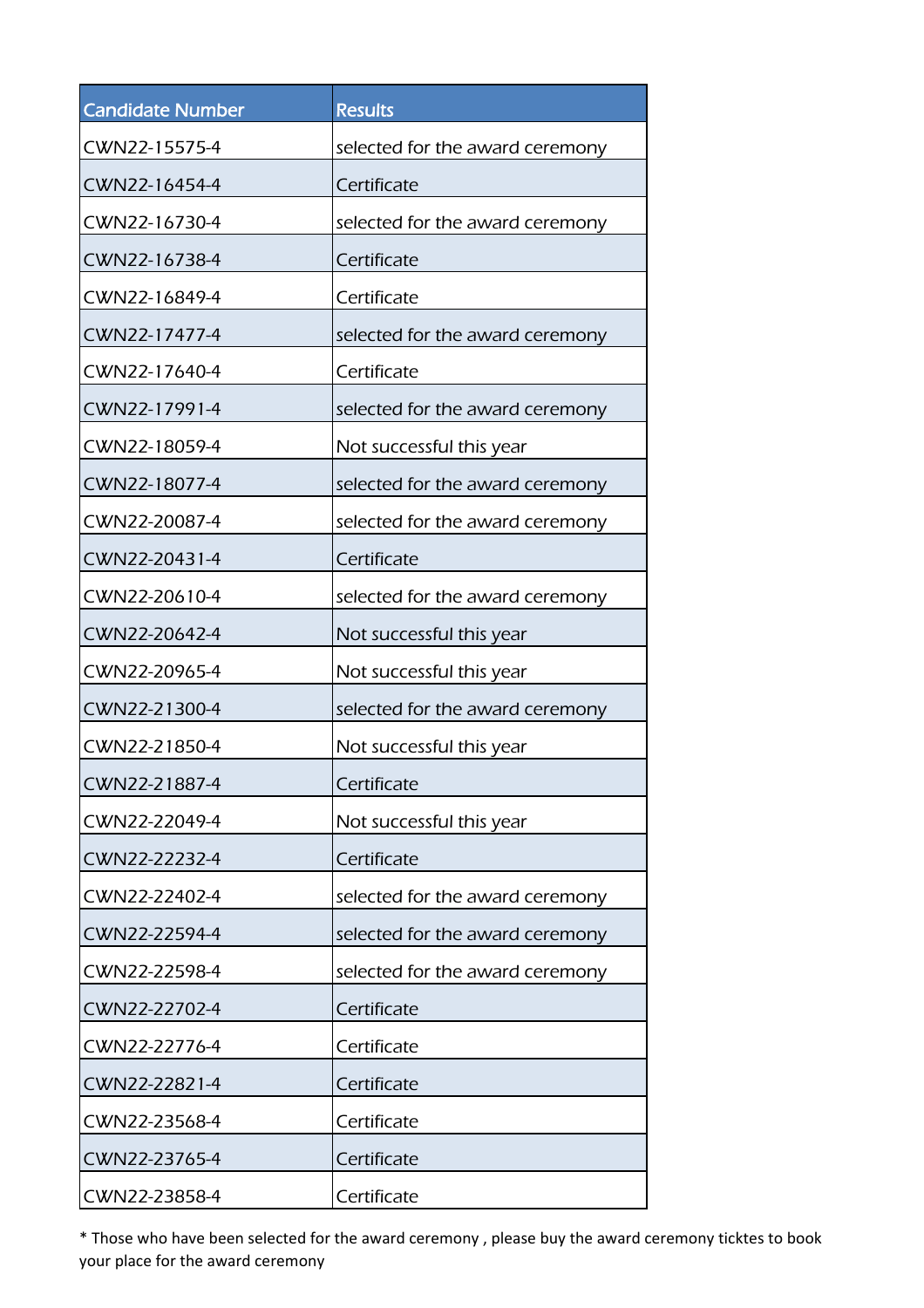| Candidate Number | Results |
|---|---|
| CWN22-15575-4 | selected for the award ceremony |
| CWN22-16454-4 | Certificate |
| CWN22-16730-4 | selected for the award ceremony |
| CWN22-16738-4 | Certificate |
| CWN22-16849-4 | Certificate |
| CWN22-17477-4 | selected for the award ceremony |
| CWN22-17640-4 | Certificate |
| CWN22-17991-4 | selected for the award ceremony |
| CWN22-18059-4 | Not successful this year |
| CWN22-18077-4 | selected for the award ceremony |
| CWN22-20087-4 | selected for the award ceremony |
| CWN22-20431-4 | Certificate |
| CWN22-20610-4 | selected for the award ceremony |
| CWN22-20642-4 | Not successful this year |
| CWN22-20965-4 | Not successful this year |
| CWN22-21300-4 | selected for the award ceremony |
| CWN22-21850-4 | Not successful this year |
| CWN22-21887-4 | Certificate |
| CWN22-22049-4 | Not successful this year |
| CWN22-22232-4 | Certificate |
| CWN22-22402-4 | selected for the award ceremony |
| CWN22-22594-4 | selected for the award ceremony |
| CWN22-22598-4 | selected for the award ceremony |
| CWN22-22702-4 | Certificate |
| CWN22-22776-4 | Certificate |
| CWN22-22821-4 | Certificate |
| CWN22-23568-4 | Certificate |
| CWN22-23765-4 | Certificate |
| CWN22-23858-4 | Certificate |

* Those who have been selected for the award ceremony , please buy the award ceremony ticktes to book your place for the award ceremony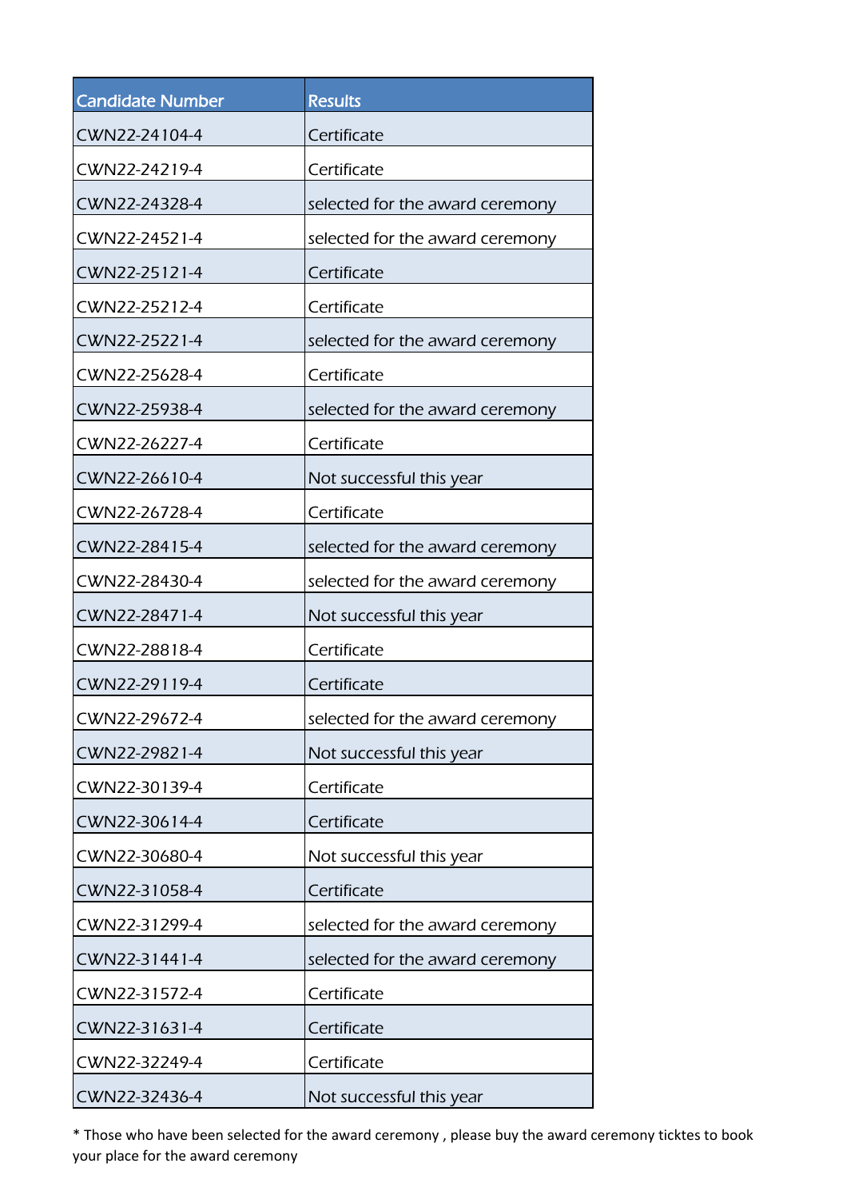| Candidate Number | Results |
| --- | --- |
| CWN22-24104-4 | Certificate |
| CWN22-24219-4 | Certificate |
| CWN22-24328-4 | selected for the award ceremony |
| CWN22-24521-4 | selected for the award ceremony |
| CWN22-25121-4 | Certificate |
| CWN22-25212-4 | Certificate |
| CWN22-25221-4 | selected for the award ceremony |
| CWN22-25628-4 | Certificate |
| CWN22-25938-4 | selected for the award ceremony |
| CWN22-26227-4 | Certificate |
| CWN22-26610-4 | Not successful this year |
| CWN22-26728-4 | Certificate |
| CWN22-28415-4 | selected for the award ceremony |
| CWN22-28430-4 | selected for the award ceremony |
| CWN22-28471-4 | Not successful this year |
| CWN22-28818-4 | Certificate |
| CWN22-29119-4 | Certificate |
| CWN22-29672-4 | selected for the award ceremony |
| CWN22-29821-4 | Not successful this year |
| CWN22-30139-4 | Certificate |
| CWN22-30614-4 | Certificate |
| CWN22-30680-4 | Not successful this year |
| CWN22-31058-4 | Certificate |
| CWN22-31299-4 | selected for the award ceremony |
| CWN22-31441-4 | selected for the award ceremony |
| CWN22-31572-4 | Certificate |
| CWN22-31631-4 | Certificate |
| CWN22-32249-4 | Certificate |
| CWN22-32436-4 | Not successful this year |

* Those who have been selected for the award ceremony , please buy the award ceremony ticktes to book your place for the award ceremony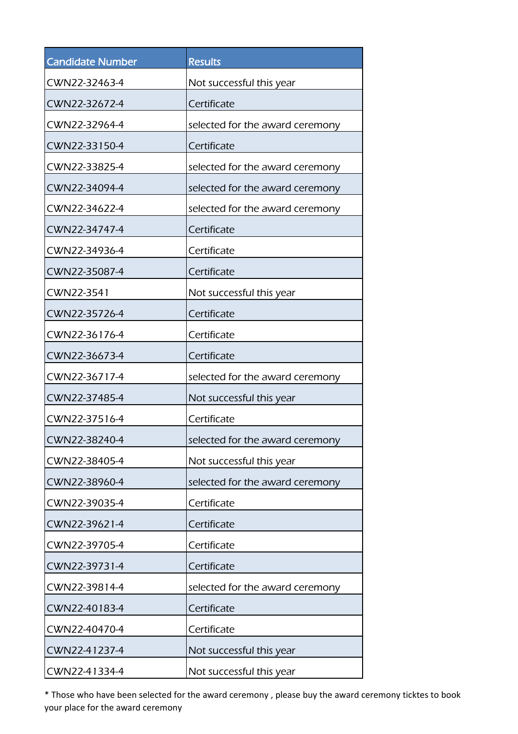| Candidate Number | Results |
| --- | --- |
| CWN22-32463-4 | Not successful this year |
| CWN22-32672-4 | Certificate |
| CWN22-32964-4 | selected for the award ceremony |
| CWN22-33150-4 | Certificate |
| CWN22-33825-4 | selected for the award ceremony |
| CWN22-34094-4 | selected for the award ceremony |
| CWN22-34622-4 | selected for the award ceremony |
| CWN22-34747-4 | Certificate |
| CWN22-34936-4 | Certificate |
| CWN22-35087-4 | Certificate |
| CWN22-3541 | Not successful this year |
| CWN22-35726-4 | Certificate |
| CWN22-36176-4 | Certificate |
| CWN22-36673-4 | Certificate |
| CWN22-36717-4 | selected for the award ceremony |
| CWN22-37485-4 | Not successful this year |
| CWN22-37516-4 | Certificate |
| CWN22-38240-4 | selected for the award ceremony |
| CWN22-38405-4 | Not successful this year |
| CWN22-38960-4 | selected for the award ceremony |
| CWN22-39035-4 | Certificate |
| CWN22-39621-4 | Certificate |
| CWN22-39705-4 | Certificate |
| CWN22-39731-4 | Certificate |
| CWN22-39814-4 | selected for the award ceremony |
| CWN22-40183-4 | Certificate |
| CWN22-40470-4 | Certificate |
| CWN22-41237-4 | Not successful this year |
| CWN22-41334-4 | Not successful this year |

* Those who have been selected for the award ceremony , please buy the award ceremony ticktes to book your place for the award ceremony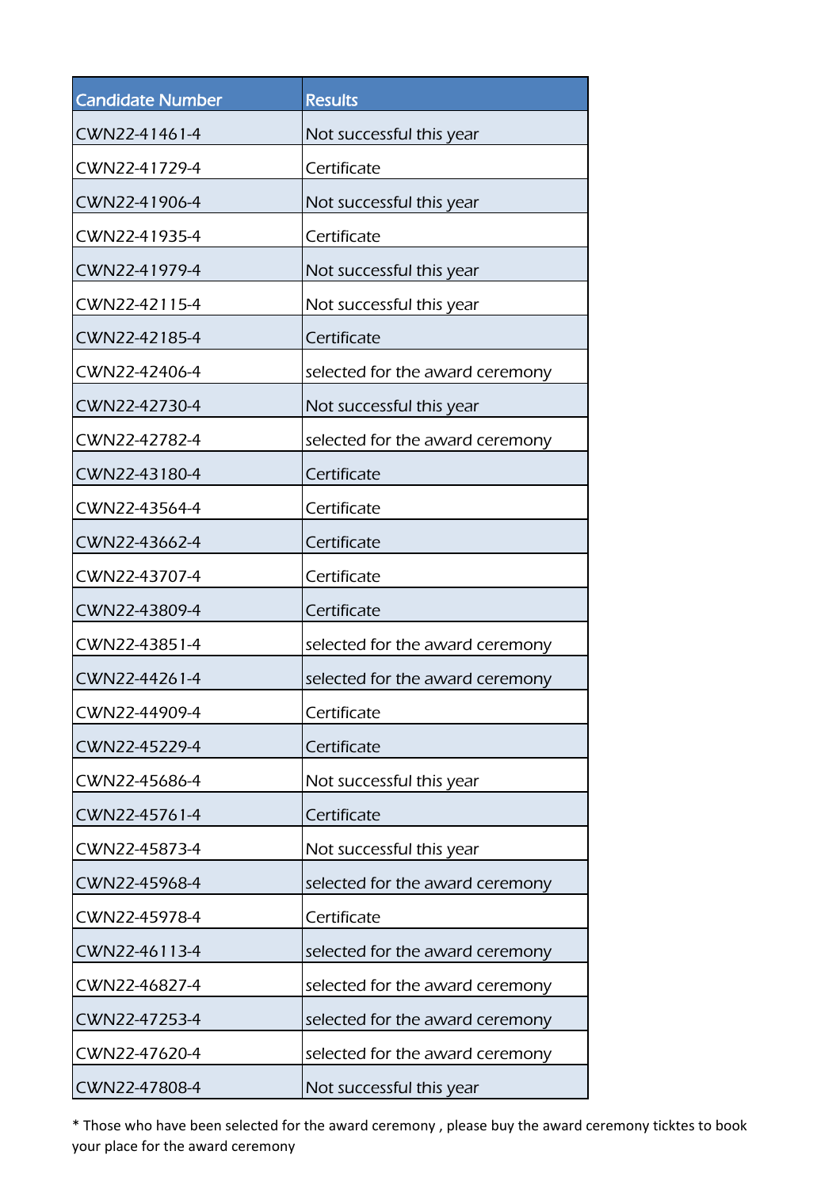| Candidate Number | Results |
| --- | --- |
| CWN22-41461-4 | Not successful this year |
| CWN22-41729-4 | Certificate |
| CWN22-41906-4 | Not successful this year |
| CWN22-41935-4 | Certificate |
| CWN22-41979-4 | Not successful this year |
| CWN22-42115-4 | Not successful this year |
| CWN22-42185-4 | Certificate |
| CWN22-42406-4 | selected for the award ceremony |
| CWN22-42730-4 | Not successful this year |
| CWN22-42782-4 | selected for the award ceremony |
| CWN22-43180-4 | Certificate |
| CWN22-43564-4 | Certificate |
| CWN22-43662-4 | Certificate |
| CWN22-43707-4 | Certificate |
| CWN22-43809-4 | Certificate |
| CWN22-43851-4 | selected for the award ceremony |
| CWN22-44261-4 | selected for the award ceremony |
| CWN22-44909-4 | Certificate |
| CWN22-45229-4 | Certificate |
| CWN22-45686-4 | Not successful this year |
| CWN22-45761-4 | Certificate |
| CWN22-45873-4 | Not successful this year |
| CWN22-45968-4 | selected for the award ceremony |
| CWN22-45978-4 | Certificate |
| CWN22-46113-4 | selected for the award ceremony |
| CWN22-46827-4 | selected for the award ceremony |
| CWN22-47253-4 | selected for the award ceremony |
| CWN22-47620-4 | selected for the award ceremony |
| CWN22-47808-4 | Not successful this year |

* Those who have been selected for the award ceremony , please buy the award ceremony ticktes to book your place for the award ceremony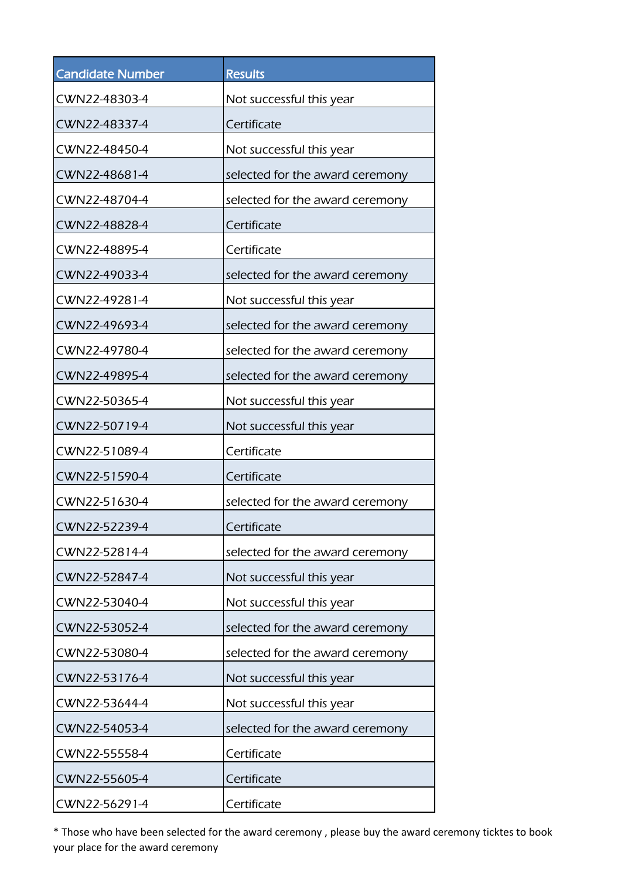| Candidate Number | Results |
| --- | --- |
| CWN22-48303-4 | Not successful this year |
| CWN22-48337-4 | Certificate |
| CWN22-48450-4 | Not successful this year |
| CWN22-48681-4 | selected for the award ceremony |
| CWN22-48704-4 | selected for the award ceremony |
| CWN22-48828-4 | Certificate |
| CWN22-48895-4 | Certificate |
| CWN22-49033-4 | selected for the award ceremony |
| CWN22-49281-4 | Not successful this year |
| CWN22-49693-4 | selected for the award ceremony |
| CWN22-49780-4 | selected for the award ceremony |
| CWN22-49895-4 | selected for the award ceremony |
| CWN22-50365-4 | Not successful this year |
| CWN22-50719-4 | Not successful this year |
| CWN22-51089-4 | Certificate |
| CWN22-51590-4 | Certificate |
| CWN22-51630-4 | selected for the award ceremony |
| CWN22-52239-4 | Certificate |
| CWN22-52814-4 | selected for the award ceremony |
| CWN22-52847-4 | Not successful this year |
| CWN22-53040-4 | Not successful this year |
| CWN22-53052-4 | selected for the award ceremony |
| CWN22-53080-4 | selected for the award ceremony |
| CWN22-53176-4 | Not successful this year |
| CWN22-53644-4 | Not successful this year |
| CWN22-54053-4 | selected for the award ceremony |
| CWN22-55558-4 | Certificate |
| CWN22-55605-4 | Certificate |
| CWN22-56291-4 | Certificate |

* Those who have been selected for the award ceremony , please buy the award ceremony ticktes to book your place for the award ceremony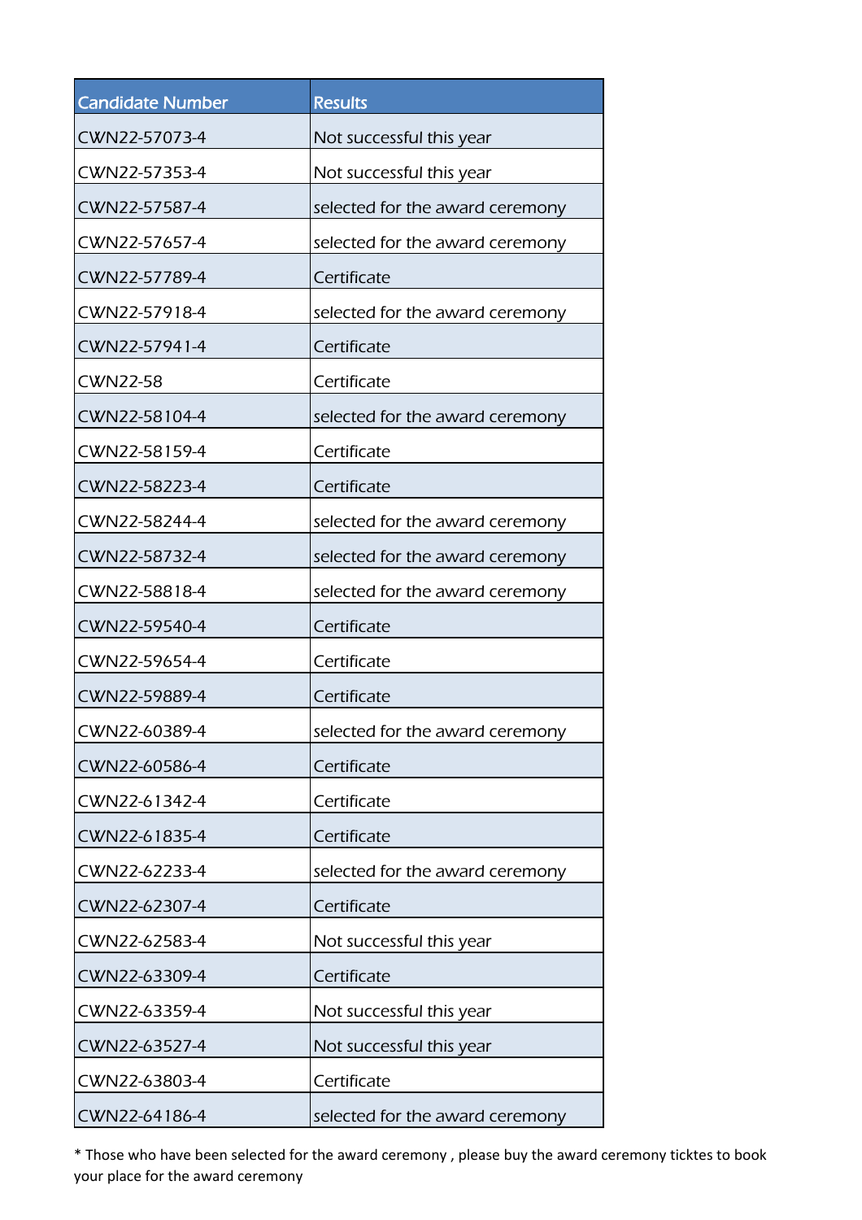| Candidate Number | Results |
| --- | --- |
| CWN22-57073-4 | Not successful this year |
| CWN22-57353-4 | Not successful this year |
| CWN22-57587-4 | selected for the award ceremony |
| CWN22-57657-4 | selected for the award ceremony |
| CWN22-57789-4 | Certificate |
| CWN22-57918-4 | selected for the award ceremony |
| CWN22-57941-4 | Certificate |
| CWN22-58 | Certificate |
| CWN22-58104-4 | selected for the award ceremony |
| CWN22-58159-4 | Certificate |
| CWN22-58223-4 | Certificate |
| CWN22-58244-4 | selected for the award ceremony |
| CWN22-58732-4 | selected for the award ceremony |
| CWN22-58818-4 | selected for the award ceremony |
| CWN22-59540-4 | Certificate |
| CWN22-59654-4 | Certificate |
| CWN22-59889-4 | Certificate |
| CWN22-60389-4 | selected for the award ceremony |
| CWN22-60586-4 | Certificate |
| CWN22-61342-4 | Certificate |
| CWN22-61835-4 | Certificate |
| CWN22-62233-4 | selected for the award ceremony |
| CWN22-62307-4 | Certificate |
| CWN22-62583-4 | Not successful this year |
| CWN22-63309-4 | Certificate |
| CWN22-63359-4 | Not successful this year |
| CWN22-63527-4 | Not successful this year |
| CWN22-63803-4 | Certificate |
| CWN22-64186-4 | selected for the award ceremony |

* Those who have been selected for the award ceremony , please buy the award ceremony ticktes to book your place for the award ceremony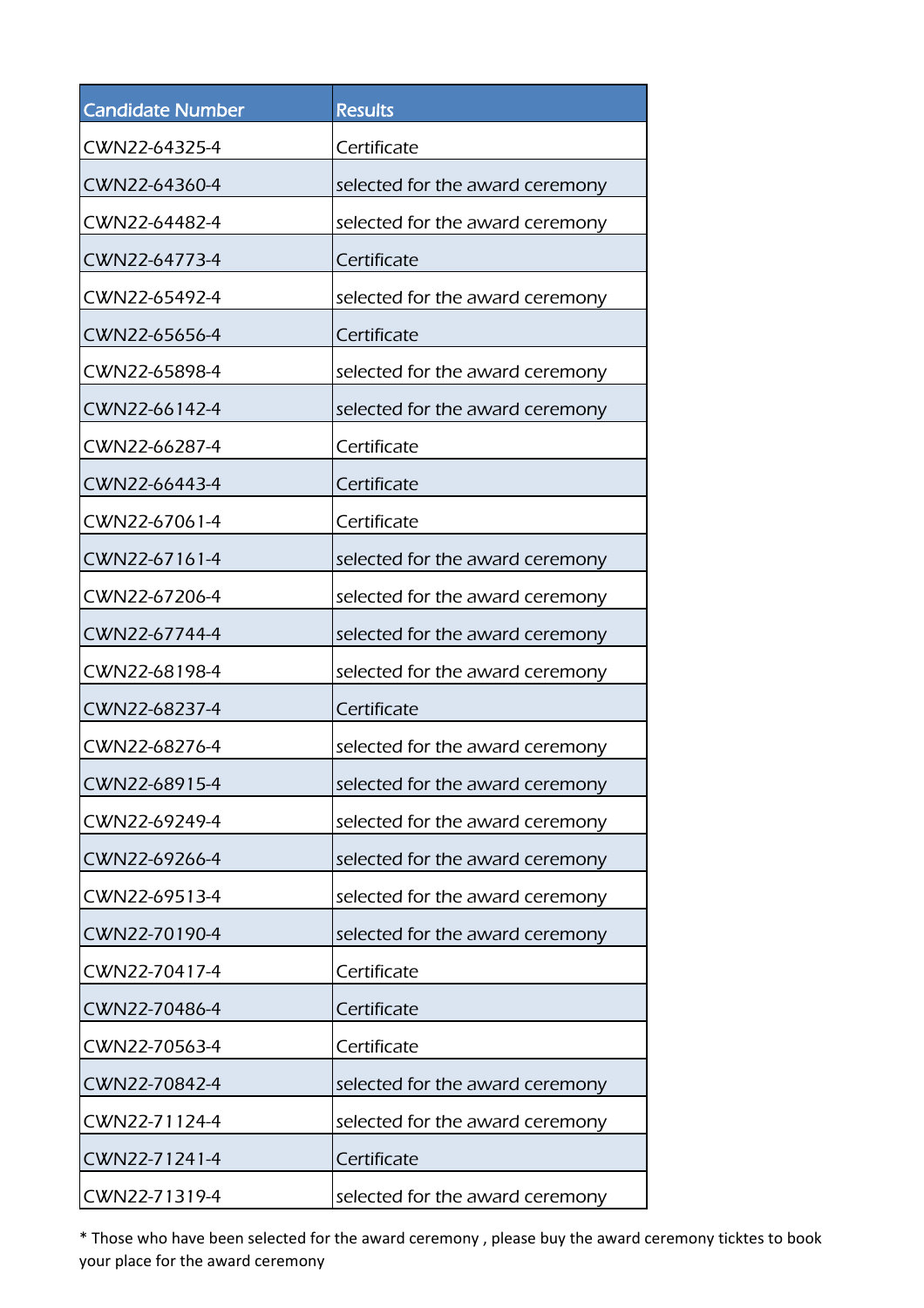| Candidate Number | Results |
| --- | --- |
| CWN22-64325-4 | Certificate |
| CWN22-64360-4 | selected for the award ceremony |
| CWN22-64482-4 | selected for the award ceremony |
| CWN22-64773-4 | Certificate |
| CWN22-65492-4 | selected for the award ceremony |
| CWN22-65656-4 | Certificate |
| CWN22-65898-4 | selected for the award ceremony |
| CWN22-66142-4 | selected for the award ceremony |
| CWN22-66287-4 | Certificate |
| CWN22-66443-4 | Certificate |
| CWN22-67061-4 | Certificate |
| CWN22-67161-4 | selected for the award ceremony |
| CWN22-67206-4 | selected for the award ceremony |
| CWN22-67744-4 | selected for the award ceremony |
| CWN22-68198-4 | selected for the award ceremony |
| CWN22-68237-4 | Certificate |
| CWN22-68276-4 | selected for the award ceremony |
| CWN22-68915-4 | selected for the award ceremony |
| CWN22-69249-4 | selected for the award ceremony |
| CWN22-69266-4 | selected for the award ceremony |
| CWN22-69513-4 | selected for the award ceremony |
| CWN22-70190-4 | selected for the award ceremony |
| CWN22-70417-4 | Certificate |
| CWN22-70486-4 | Certificate |
| CWN22-70563-4 | Certificate |
| CWN22-70842-4 | selected for the award ceremony |
| CWN22-71124-4 | selected for the award ceremony |
| CWN22-71241-4 | Certificate |
| CWN22-71319-4 | selected for the award ceremony |

* Those who have been selected for the award ceremony , please buy the award ceremony ticktes to book your place for the award ceremony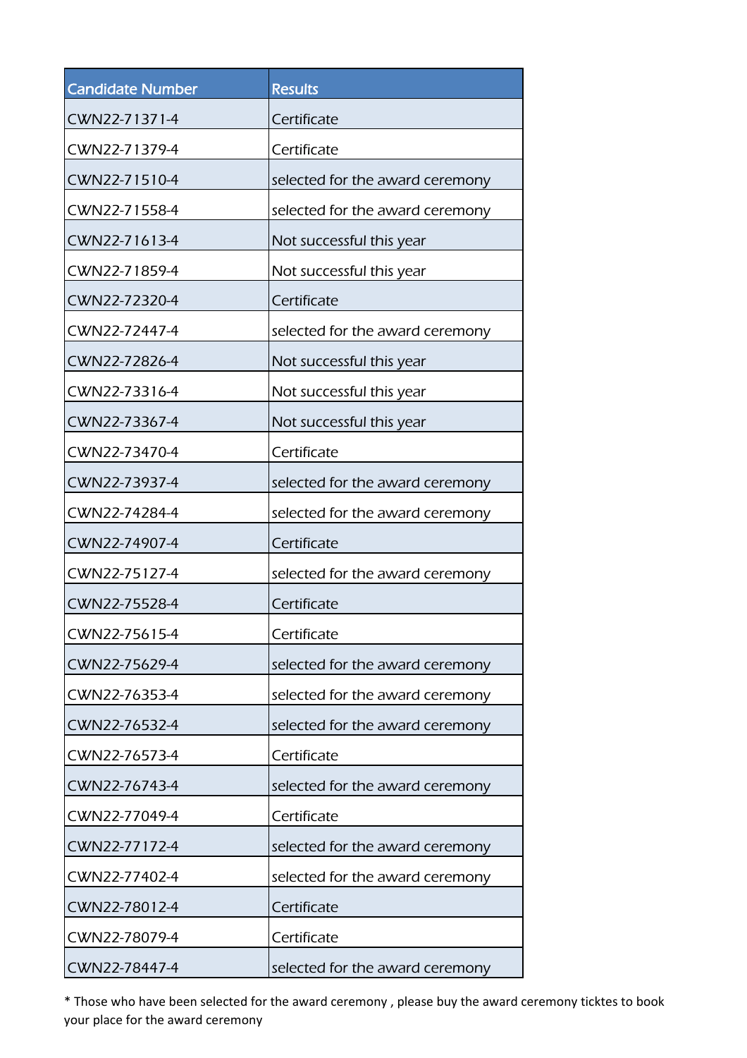| Candidate Number | Results |
| --- | --- |
| CWN22-71371-4 | Certificate |
| CWN22-71379-4 | Certificate |
| CWN22-71510-4 | selected for the award ceremony |
| CWN22-71558-4 | selected for the award ceremony |
| CWN22-71613-4 | Not successful this year |
| CWN22-71859-4 | Not successful this year |
| CWN22-72320-4 | Certificate |
| CWN22-72447-4 | selected for the award ceremony |
| CWN22-72826-4 | Not successful this year |
| CWN22-73316-4 | Not successful this year |
| CWN22-73367-4 | Not successful this year |
| CWN22-73470-4 | Certificate |
| CWN22-73937-4 | selected for the award ceremony |
| CWN22-74284-4 | selected for the award ceremony |
| CWN22-74907-4 | Certificate |
| CWN22-75127-4 | selected for the award ceremony |
| CWN22-75528-4 | Certificate |
| CWN22-75615-4 | Certificate |
| CWN22-75629-4 | selected for the award ceremony |
| CWN22-76353-4 | selected for the award ceremony |
| CWN22-76532-4 | selected for the award ceremony |
| CWN22-76573-4 | Certificate |
| CWN22-76743-4 | selected for the award ceremony |
| CWN22-77049-4 | Certificate |
| CWN22-77172-4 | selected for the award ceremony |
| CWN22-77402-4 | selected for the award ceremony |
| CWN22-78012-4 | Certificate |
| CWN22-78079-4 | Certificate |
| CWN22-78447-4 | selected for the award ceremony |

* Those who have been selected for the award ceremony , please buy the award ceremony ticktes to book your place for the award ceremony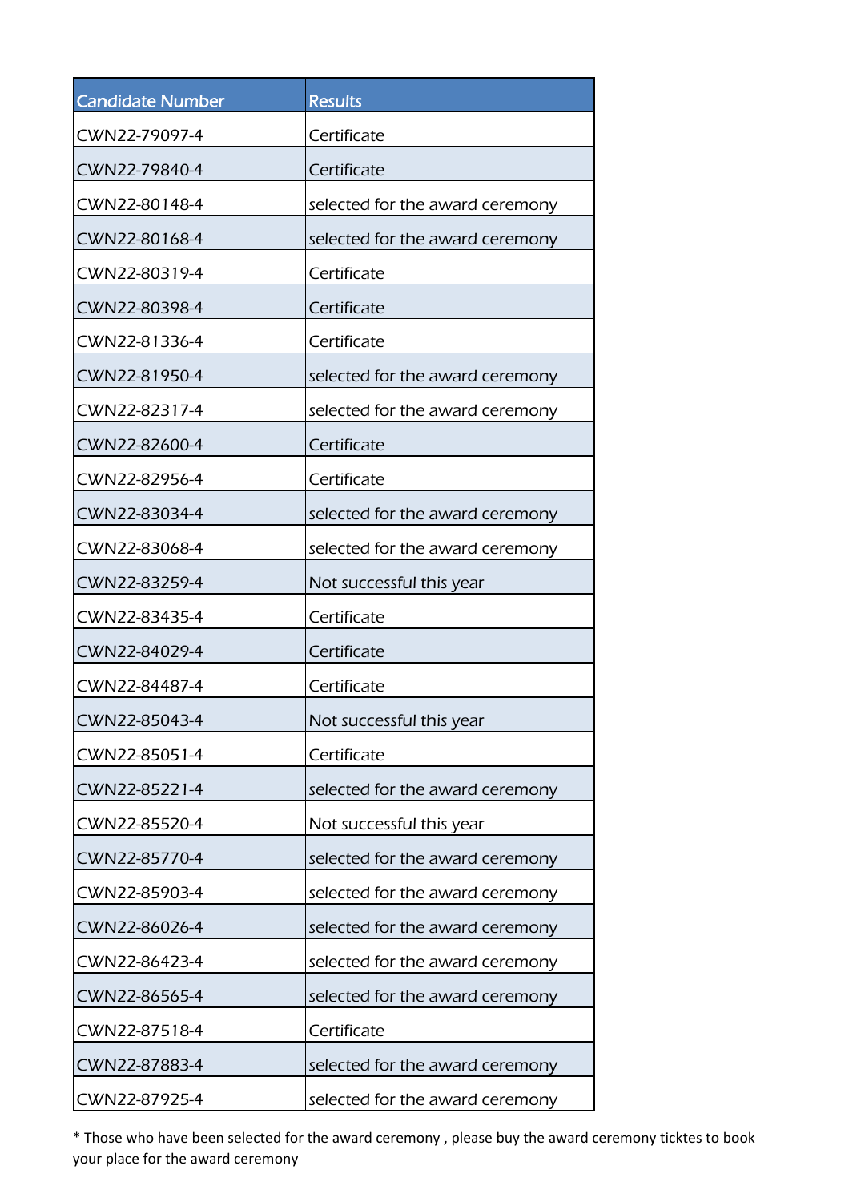| Candidate Number | Results |
| --- | --- |
| CWN22-79097-4 | Certificate |
| CWN22-79840-4 | Certificate |
| CWN22-80148-4 | selected for the award ceremony |
| CWN22-80168-4 | selected for the award ceremony |
| CWN22-80319-4 | Certificate |
| CWN22-80398-4 | Certificate |
| CWN22-81336-4 | Certificate |
| CWN22-81950-4 | selected for the award ceremony |
| CWN22-82317-4 | selected for the award ceremony |
| CWN22-82600-4 | Certificate |
| CWN22-82956-4 | Certificate |
| CWN22-83034-4 | selected for the award ceremony |
| CWN22-83068-4 | selected for the award ceremony |
| CWN22-83259-4 | Not successful this year |
| CWN22-83435-4 | Certificate |
| CWN22-84029-4 | Certificate |
| CWN22-84487-4 | Certificate |
| CWN22-85043-4 | Not successful this year |
| CWN22-85051-4 | Certificate |
| CWN22-85221-4 | selected for the award ceremony |
| CWN22-85520-4 | Not successful this year |
| CWN22-85770-4 | selected for the award ceremony |
| CWN22-85903-4 | selected for the award ceremony |
| CWN22-86026-4 | selected for the award ceremony |
| CWN22-86423-4 | selected for the award ceremony |
| CWN22-86565-4 | selected for the award ceremony |
| CWN22-87518-4 | Certificate |
| CWN22-87883-4 | selected for the award ceremony |
| CWN22-87925-4 | selected for the award ceremony |

* Those who have been selected for the award ceremony , please buy the award ceremony ticktes to book your place for the award ceremony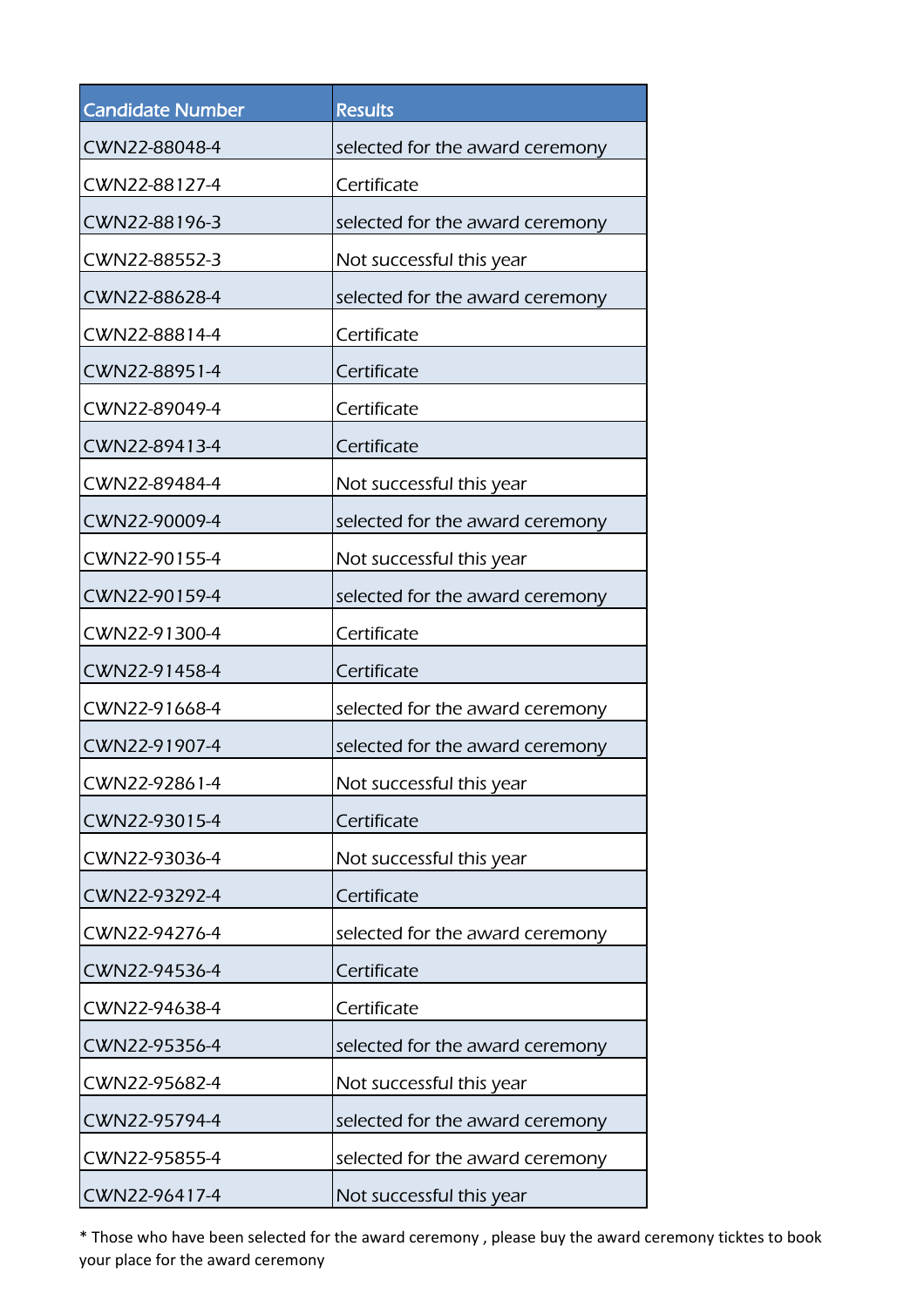| Candidate Number | Results |
|---|---|
| CWN22-88048-4 | selected for the award ceremony |
| CWN22-88127-4 | Certificate |
| CWN22-88196-3 | selected for the award ceremony |
| CWN22-88552-3 | Not successful this year |
| CWN22-88628-4 | selected for the award ceremony |
| CWN22-88814-4 | Certificate |
| CWN22-88951-4 | Certificate |
| CWN22-89049-4 | Certificate |
| CWN22-89413-4 | Certificate |
| CWN22-89484-4 | Not successful this year |
| CWN22-90009-4 | selected for the award ceremony |
| CWN22-90155-4 | Not successful this year |
| CWN22-90159-4 | selected for the award ceremony |
| CWN22-91300-4 | Certificate |
| CWN22-91458-4 | Certificate |
| CWN22-91668-4 | selected for the award ceremony |
| CWN22-91907-4 | selected for the award ceremony |
| CWN22-92861-4 | Not successful this year |
| CWN22-93015-4 | Certificate |
| CWN22-93036-4 | Not successful this year |
| CWN22-93292-4 | Certificate |
| CWN22-94276-4 | selected for the award ceremony |
| CWN22-94536-4 | Certificate |
| CWN22-94638-4 | Certificate |
| CWN22-95356-4 | selected for the award ceremony |
| CWN22-95682-4 | Not successful this year |
| CWN22-95794-4 | selected for the award ceremony |
| CWN22-95855-4 | selected for the award ceremony |
| CWN22-96417-4 | Not successful this year |

* Those who have been selected for the award ceremony , please buy the award ceremony ticktes to book your place for the award ceremony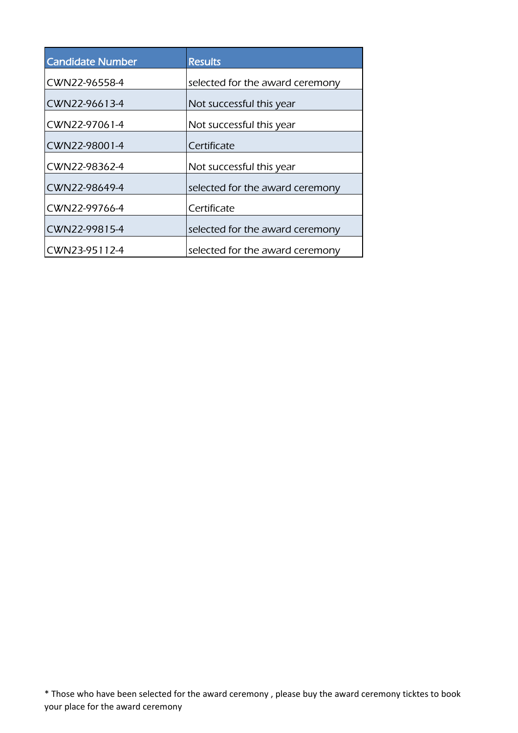| Candidate Number | Results |
|---|---|
| CWN22-96558-4 | selected for the award ceremony |
| CWN22-96613-4 | Not successful this year |
| CWN22-97061-4 | Not successful this year |
| CWN22-98001-4 | Certificate |
| CWN22-98362-4 | Not successful this year |
| CWN22-98649-4 | selected for the award ceremony |
| CWN22-99766-4 | Certificate |
| CWN22-99815-4 | selected for the award ceremony |
| CWN23-95112-4 | selected for the award ceremony |

* Those who have been selected for the award ceremony , please buy the award ceremony ticktes to book your place for the award ceremony